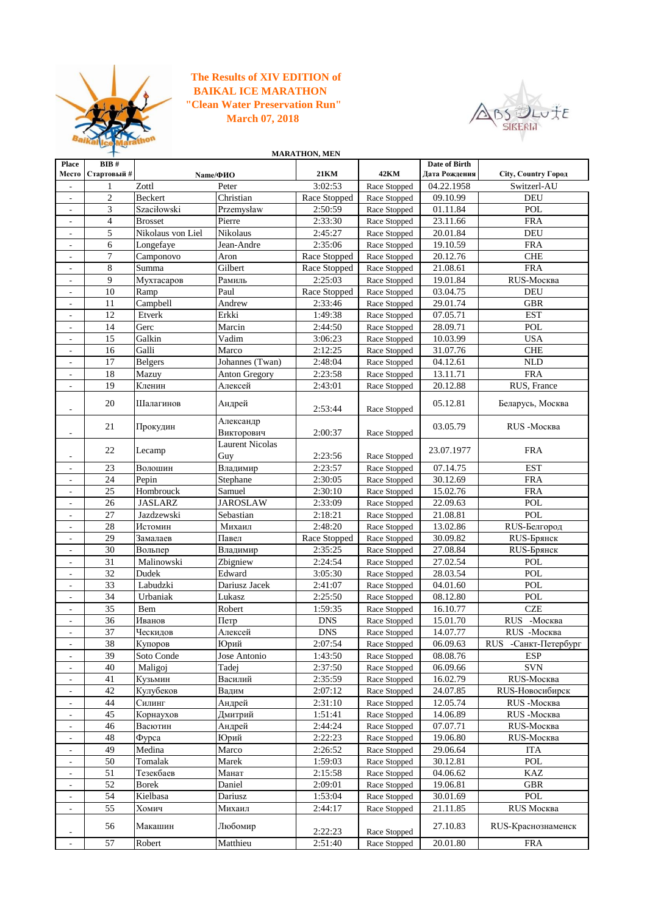# The Results of XIV EDITION of BAIKAL ICE MARATHON "Clean Water Preservation Run" March 07, 2018

**MARATHON, MEN**

| Place Место | BIB # Стартовый # | Name/ФИО | | 21KM | 42KM | Date of Birth Дата Рождения | City, Country Город |
|---|---|---|---|---|---|---|---|
| - | 1 | Zottl | Peter | 3:02:53 | Race Stopped | 04.22.1958 | Switzerl-AU |
| - | 2 | Beckert | Christian | Race Stopped | Race Stopped | 09.10.99 | DEU |
| - | 3 | Szaciłowski | Przemysław | 2:50:59 | Race Stopped | 01.11.84 | POL |
| - | 4 | Brosset | Pierre | 2:33:30 | Race Stopped | 23.11.66 | FRA |
| - | 5 | Nikolaus von Liel | Nikolaus | 2:45:27 | Race Stopped | 20.01.84 | DEU |
| - | 6 | Longefaye | Jean-Andre | 2:35:06 | Race Stopped | 19.10.59 | FRA |
| - | 7 | Camponovo | Aron | Race Stopped | Race Stopped | 20.12.76 | CHE |
| - | 8 | Summa | Gilbert | Race Stopped | Race Stopped | 21.08.61 | FRA |
| - | 9 | Мухтасаров | Рамиль | 2:25:03 | Race Stopped | 19.01.84 | RUS-Москва |
| - | 10 | Ramp | Paul | Race Stopped | Race Stopped | 03.04.75 | DEU |
| - | 11 | Campbell | Andrew | 2:33:46 | Race Stopped | 29.01.74 | GBR |
| - | 12 | Etverk | Erkki | 1:49:38 | Race Stopped | 07.05.71 | EST |
| - | 14 | Gerc | Marcin | 2:44:50 | Race Stopped | 28.09.71 | POL |
| - | 15 | Galkin | Vadim | 3:06:23 | Race Stopped | 10.03.99 | USA |
| - | 16 | Galli | Marco | 2:12:25 | Race Stopped | 31.07.76 | CHE |
| - | 17 | Belgers | Johannes (Twan) | 2:48:04 | Race Stopped | 04.12.61 | NLD |
| - | 18 | Mazuy | Anton Gregory | 2:23:58 | Race Stopped | 13.11.71 | FRA |
| - | 19 | Кленин | Алексей | 2:43:01 | Race Stopped | 20.12.88 | RUS, France |
| - | 20 | Шалагинов | Андрей | 2:53:44 | Race Stopped | 05.12.81 | Беларусь, Москва |
| - | 21 | Прокудин | Александр Викторович | 2:00:37 | Race Stopped | 03.05.79 | RUS -Москва |
| - | 22 | Lecamp | Laurent Nicolas Guy | 2:23:56 | Race Stopped | 23.07.1977 | FRA |
| - | 23 | Волошин | Владимир | 2:23:57 | Race Stopped | 07.14.75 | EST |
| - | 24 | Pepin | Stephane | 2:30:05 | Race Stopped | 30.12.69 | FRA |
| - | 25 | Hombrouck | Samuel | 2:30:10 | Race Stopped | 15.02.76 | FRA |
| - | 26 | JASLARZ | JAROSLAW | 2:33:09 | Race Stopped | 22.09.63 | POL |
| - | 27 | Jazdzewski | Sebastian | 2:18:21 | Race Stopped | 21.08.81 | POL |
| - | 28 | Истомин | Михаил | 2:48:20 | Race Stopped | 13.02.86 | RUS-Белгород |
| - | 29 | Замалаев | Павел | Race Stopped | Race Stopped | 30.09.82 | RUS-Брянск |
| - | 30 | Вольпер | Владимир | 2:35:25 | Race Stopped | 27.08.84 | RUS-Брянск |
| - | 31 | Malinowski | Zbigniew | 2:24:54 | Race Stopped | 27.02.54 | POL |
| - | 32 | Dudek | Edward | 3:05:30 | Race Stopped | 28.03.54 | POL |
| - | 33 | Labudzki | Dariusz Jacek | 2:41:07 | Race Stopped | 04.01.60 | POL |
| - | 34 | Urbaniak | Lukasz | 2:25:50 | Race Stopped | 08.12.80 | POL |
| - | 35 | Bem | Robert | 1:59:35 | Race Stopped | 16.10.77 | CZE |
| - | 36 | Иванов | Петр | DNS | Race Stopped | 15.01.70 | RUS -Москва |
| - | 37 | Ческидов | Алексей | DNS | Race Stopped | 14.07.77 | RUS -Москва |
| - | 38 | Купоров | Юрий | 2:07:54 | Race Stopped | 06.09.63 | RUS -Санкт-Петербург |
| - | 39 | Soto Conde | Jose Antonio | 1:43:50 | Race Stopped | 08.08.76 | ESP |
| - | 40 | Maligoj | Tadej | 2:37:50 | Race Stopped | 06.09.66 | SVN |
| - | 41 | Кузьмин | Василий | 2:35:59 | Race Stopped | 16.02.79 | RUS-Москва |
| - | 42 | Кулубеков | Вадим | 2:07:12 | Race Stopped | 24.07.85 | RUS-Новосибирск |
| - | 44 | Силинг | Андрей | 2:31:10 | Race Stopped | 12.05.74 | RUS -Москва |
| - | 45 | Корнаухов | Дмитрий | 1:51:41 | Race Stopped | 14.06.89 | RUS -Москва |
| - | 46 | Васютин | Андрей | 2:44:24 | Race Stopped | 07.07.71 | RUS-Москва |
| - | 48 | Фурса | Юрий | 2:22:23 | Race Stopped | 19.06.80 | RUS-Москва |
| - | 49 | Medina | Marco | 2:26:52 | Race Stopped | 29.06.64 | ITA |
| - | 50 | Tomalak | Marek | 1:59:03 | Race Stopped | 30.12.81 | POL |
| - | 51 | Тезекбаев | Манат | 2:15:58 | Race Stopped | 04.06.62 | KAZ |
| - | 52 | Borek | Daniel | 2:09:01 | Race Stopped | 19.06.81 | GBR |
| - | 54 | Kielbasa | Dariusz | 1:53:04 | Race Stopped | 30.01.69 | POL |
| - | 55 | Хомич | Михаил | 2:44:17 | Race Stopped | 21.11.85 | RUS Москва |
| - | 56 | Макашин | Любомир | 2:22:23 | Race Stopped | 27.10.83 | RUS-Краснознаменск |
| - | 57 | Robert | Matthieu | 2:51:40 | Race Stopped | 20.01.80 | FRA |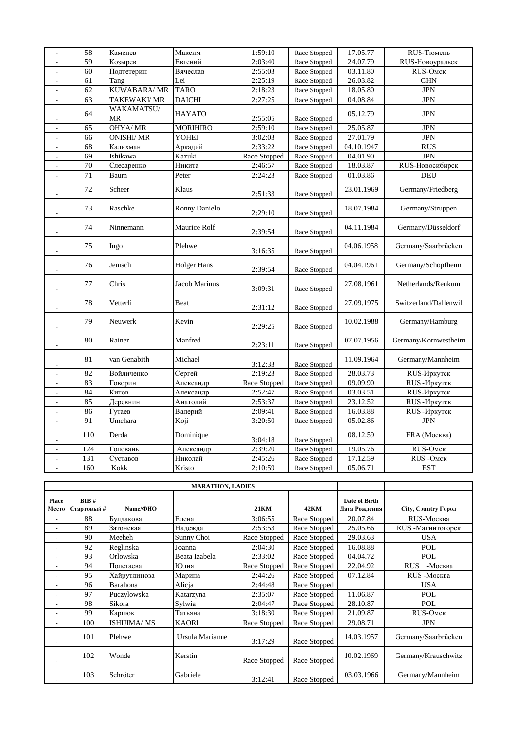| - | 58 | Каменев | Максим | 1:59:10 | Race Stopped | 17.05.77 | RUS-Тюмень |
|---|---|---|---|---|---|---|---|
| - | 59 | Козырев | Евгений | 2:03:40 | Race Stopped | 24.07.79 | RUS-Новоуральск |
| - | 60 | Подтетерин | Вячеслав | 2:55:03 | Race Stopped | 03.11.80 | RUS-Омск |
| - | 61 | Tang | Lei | 2:25:19 | Race Stopped | 26.03.82 | CHN |
| - | 62 | KUWABARA/ MR | TARO | 2:18:23 | Race Stopped | 18.05.80 | JPN |
| - | 63 | TAKEWAKI/ MR | DAICHI | 2:27:25 | Race Stopped | 04.08.84 | JPN |
| - | 64 | WAKAMATSU/ MR | HAYATO | 2:55:05 | Race Stopped | 05.12.79 | JPN |
| - | 65 | OHYA/ MR | MORIHIRO | 2:59:10 | Race Stopped | 25.05.87 | JPN |
| - | 66 | ONISHI/ MR | YOHEI | 3:02:03 | Race Stopped | 27.01.79 | JPN |
| - | 68 | Калихман | Аркадий | 2:33:22 | Race Stopped | 04.10.1947 | RUS |
| - | 69 | Ishikawa | Kazuki | Race Stopped | Race Stopped | 04.01.90 | JPN |
| - | 70 | Слесаренко | Никита | 2:46:57 | Race Stopped | 18.03.87 | RUS-Новосибирск |
| - | 71 | Baum | Peter | 2:24:23 | Race Stopped | 01.03.86 | DEU |
| - | 72 | Scheer | Klaus | 2:51:33 | Race Stopped | 23.01.1969 | Germany/Friedberg |
| - | 73 | Raschke | Ronny Danielo | 2:29:10 | Race Stopped | 18.07.1984 | Germany/Struppen |
| - | 74 | Ninnemann | Maurice Rolf | 2:39:54 | Race Stopped | 04.11.1984 | Germany/Düsseldorf |
| - | 75 | Ingo | Plehwe | 3:16:35 | Race Stopped | 04.06.1958 | Germany/Saarbrücken |
| - | 76 | Jenisch | Holger Hans | 2:39:54 | Race Stopped | 04.04.1961 | Germany/Schopfheim |
| - | 77 | Chris | Jacob Marinus | 3:09:31 | Race Stopped | 27.08.1961 | Netherlands/Renkum |
| - | 78 | Vetterli | Beat | 2:31:12 | Race Stopped | 27.09.1975 | Switzerland/Dallenwil |
| - | 79 | Neuwerk | Kevin | 2:29:25 | Race Stopped | 10.02.1988 | Germany/Hamburg |
| - | 80 | Rainer | Manfred | 2:23:11 | Race Stopped | 07.07.1956 | Germany/Kornwestheim |
| - | 81 | van Genabith | Michael | 3:12:33 | Race Stopped | 11.09.1964 | Germany/Mannheim |
| - | 82 | Войличенко | Сергей | 2:19:23 | Race Stopped | 28.03.73 | RUS-Иркутск |
| - | 83 | Говорин | Александр | Race Stopped | Race Stopped | 09.09.90 | RUS -Иркутск |
| - | 84 | Китов | Александр | 2:52:47 | Race Stopped | 03.03.51 | RUS-Иркутск |
| - | 85 | Деревнин | Анатолий | 2:53:37 | Race Stopped | 23.12.52 | RUS -Иркутск |
| - | 86 | Гутаев | Валерий | 2:09:41 | Race Stopped | 16.03.88 | RUS -Иркутск |
| - | 91 | Umehara | Koji | 3:20:50 | Race Stopped | 05.02.86 | JPN |
| - | 110 | Derda | Dominique | 3:04:18 | Race Stopped | 08.12.59 | FRA (Москва) |
| - | 124 | Голована | Александр | 2:39:20 | Race Stopped | 19.05.76 | RUS-Омск |
| - | 131 | Суставов | Николай | 2:45:26 | Race Stopped | 17.12.59 | RUS -Омск |
| - | 160 | Kokk | Kristo | 2:10:59 | Race Stopped | 05.06.71 | EST |

| | | MARATHON, LADIES | | | | | |
|---|---|---|---|---|---|---|---|
| **Place Место** | **BIB # Стартовый #** | **Name/ФИО** | | **21KM** | **42KM** | **Date of Birth Дата Рождения** | **City, Country Город** |
| - | 88 | Булдакова | Елена | 3:06:55 | Race Stopped | 20.07.84 | RUS-Москва |
| - | 89 | Затонская | Надежда | 2:53:53 | Race Stopped | 25.05.66 | RUS -Магнитогорск |
| - | 90 | Meeheh | Sunny Choi | Race Stopped | Race Stopped | 29.03.63 | USA |
| - | 92 | Reglinska | Joanna | 2:04:30 | Race Stopped | 16.08.88 | POL |
| - | 93 | Orlowska | Beata Izabela | 2:33:02 | Race Stopped | 04.04.72 | POL |
| - | 94 | Полетаева | Юлия | Race Stopped | Race Stopped | 22.04.92 | RUS -Москва |
| - | 95 | Хайрутдинова | Марина | 2:44:26 | Race Stopped | 07.12.84 | RUS -Москва |
| - | 96 | Barahona | Alicja | 2:44:48 | Race Stopped | | USA |
| - | 97 | Puczylowska | Katarzyna | 2:35:07 | Race Stopped | 11.06.87 | POL |
| - | 98 | Sikora | Sylwia | 2:04:47 | Race Stopped | 28.10.87 | POL |
| - | 99 | Карпюк | Татьяна | 3:18:30 | Race Stopped | 21.09.87 | RUS-Омск |
| - | 100 | ISHIJIMA/ MS | KAORI | Race Stopped | Race Stopped | 29.08.71 | JPN |
| - | 101 | Plehwe | Ursula Marianne | 3:17:29 | Race Stopped | 14.03.1957 | Germany/Saarbrücken |
| - | 102 | Wonde | Kerstin | Race Stopped | Race Stopped | 10.02.1969 | Germany/Krauschwitz |
| - | 103 | Schröter | Gabriele | 3:12:41 | Race Stopped | 03.03.1966 | Germany/Mannheim |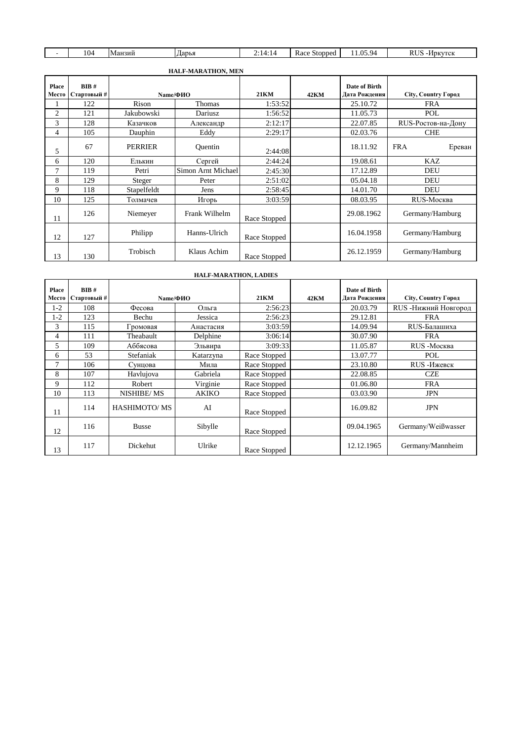| | | | | | | | |
|---|---|---|---|---|---|---|---|
| - | 104 | Манзий | Дарья | 2:14:14 | Race Stopped | 11.05.94 | RUS -Иркутск |

**HALF-MARATHON, MEN**

| Place Место | BIB # Стартовый # | Name/ФИО | | 21KM | 42KM | Date of Birth Дата Рождения | City, Country Город |
|---|---|---|---|---|---|---|---|
| 1 | 122 | Rison | Thomas | 1:53:52 | | 25.10.72 | FRA |
| 2 | 121 | Jakubowski | Dariusz | 1:56:52 | | 11.05.73 | POL |
| 3 | 128 | Казачков | Александр | 2:12:17 | | 22.07.85 | RUS-Ростов-на-Дону |
| 4 | 105 | Dauphin | Eddy | 2:29:17 | | 02.03.76 | CHE |
| 5 | 67 | PERRIER | Quentin | 2:44:08 | | 18.11.92 | FRA Ереван |
| 6 | 120 | Елькин | Сергей | 2:44:24 | | 19.08.61 | KAZ |
| 7 | 119 | Petri | Simon Arnt Michael | 2:45:30 | | 17.12.89 | DEU |
| 8 | 129 | Steger | Peter | 2:51:02 | | 05.04.18 | DEU |
| 9 | 118 | Stapelfeldt | Jens | 2:58:45 | | 14.01.70 | DEU |
| 10 | 125 | Толмачев | Игорь | 3:03:59 | | 08.03.95 | RUS-Москва |
| 11 | 126 | Niemeyer | Frank Wilhelm | Race Stopped | | 29.08.1962 | Germany/Hamburg |
| 12 | 127 | Philipp | Hanns-Ulrich | Race Stopped | | 16.04.1958 | Germany/Hamburg |
| 13 | 130 | Trobisch | Klaus Achim | Race Stopped | | 26.12.1959 | Germany/Hamburg |

**HALF-MARATHON, LADIES**

| Place Место | BIB # Стартовый # | Name/ФИО | | 21KM | 42KM | Date of Birth Дата Рождения | City, Country Город |
|---|---|---|---|---|---|---|---|
| 1-2 | 108 | Фесова | Ольга | 2:56:23 | | 20.03.79 | RUS -Нижний Новгород |
| 1-2 | 123 | Bechu | Jessica | 2:56:23 | | 29.12.81 | FRA |
| 3 | 115 | Громовая | Анастасия | 3:03:59 | | 14.09.94 | RUS-Балашиха |
| 4 | 111 | Theabault | Delphine | 3:06:14 | | 30.07.90 | FRA |
| 5 | 109 | Аббясова | Эльвира | 3:09:33 | | 11.05.87 | RUS -Москва |
| 6 | 53 | Stefaniak | Katarzyna | Race Stopped | | 13.07.77 | POL |
| 7 | 106 | Сунцова | Мила | Race Stopped | | 23.10.80 | RUS -Ижевск |
| 8 | 107 | Havlujova | Gabriela | Race Stopped | | 22.08.85 | CZE |
| 9 | 112 | Robert | Virginie | Race Stopped | | 01.06.80 | FRA |
| 10 | 113 | NISHIBE/ MS | AKIKO | Race Stopped | | 03.03.90 | JPN |
| 11 | 114 | HASHIMOTO/ MS | AI | Race Stopped | | 16.09.82 | JPN |
| 12 | 116 | Busse | Sibylle | Race Stopped | | 09.04.1965 | Germany/Weißwasser |
| 13 | 117 | Dickehut | Ulrike | Race Stopped | | 12.12.1965 | Germany/Mannheim |